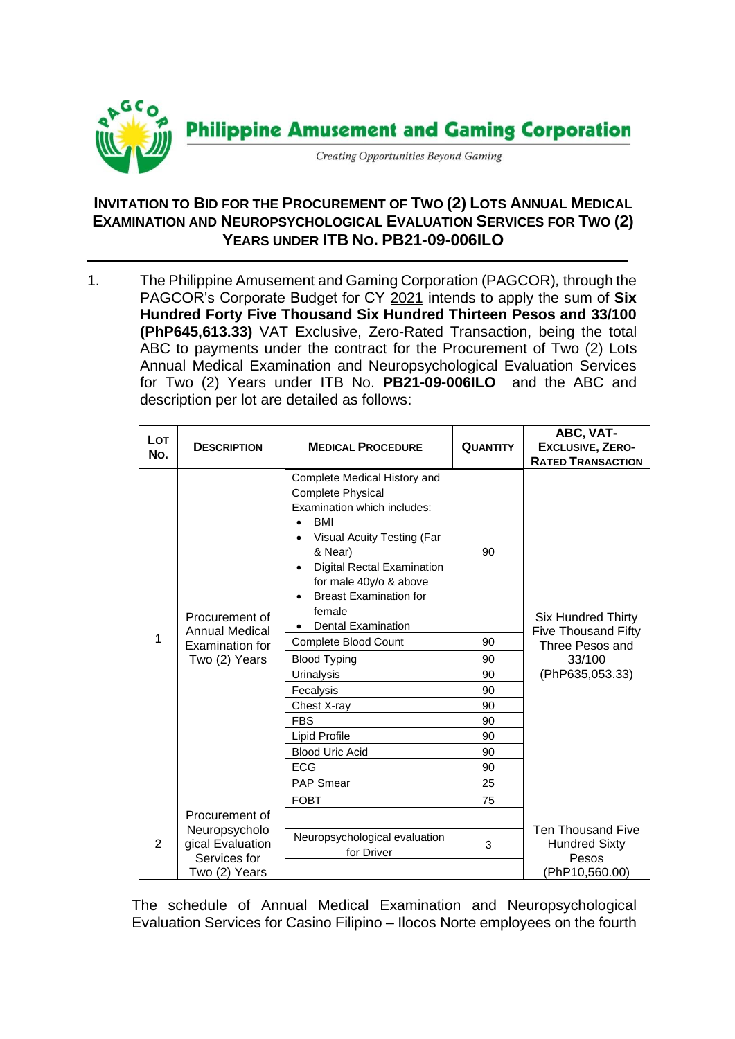**Philippine Amusement and Gaming Corporation**

*Creating Opportunities Beyond Gaming*

# INVITATION TO BID FOR THE PROCUREMENT OF TWO (2) LOTS ANNUAL MEDICAL EXAMINATION AND NEUROPSYCHOLOGICAL EVALUATION SERVICES FOR TWO (2) YEARS UNDER ITB NO. PB21-09-006ILO

1. The Philippine Amusement and Gaming Corporation (PAGCOR), through the PAGCOR's Corporate Budget for CY 2021 intends to apply the sum of **Six Hundred Forty Five Thousand Six Hundred Thirteen Pesos and 33/100 (PhP645,613.33)** VAT Exclusive, Zero-Rated Transaction, being the total ABC to payments under the contract for the Procurement of Two (2) Lots Annual Medical Examination and Neuropsychological Evaluation Services for Two (2) Years under ITB No. **PB21-09-006ILO** and the ABC and description per lot are detailed as follows:

| LOT NO. | DESCRIPTION | MEDICAL PROCEDURE | QUANTITY | ABC, VAT-EXCLUSIVE, ZERO-RATED TRANSACTION |
|---|---|---|---|---|
| 1 | Procurement of Annual Medical Examination for Two (2) Years | Complete Medical History and Complete Physical Examination which includes: • BMI • Visual Acuity Testing (Far & Near) • Digital Rectal Examination for male 40y/o & above • Breast Examination for female • Dental Examination | 90 | Six Hundred Thirty Five Thousand Fifty Three Pesos and 33/100 (PhP635,053.33) |
| | | Complete Blood Count | 90 | |
| | | Blood Typing | 90 | |
| | | Urinalysis | 90 | |
| | | Fecalysis | 90 | |
| | | Chest X-ray | 90 | |
| | | FBS | 90 | |
| | | Lipid Profile | 90 | |
| | | Blood Uric Acid | 90 | |
| | | ECG | 90 | |
| | | PAP Smear | 25 | |
| | | FOBT | 75 | |
| 2 | Procurement of Neuropsychological Evaluation Services for Two (2) Years | Neuropsychological evaluation for Driver | 3 | Ten Thousand Five Hundred Sixty Pesos (PhP10,560.00) |

The schedule of Annual Medical Examination and Neuropsychological Evaluation Services for Casino Filipino – Ilocos Norte employees on the fourth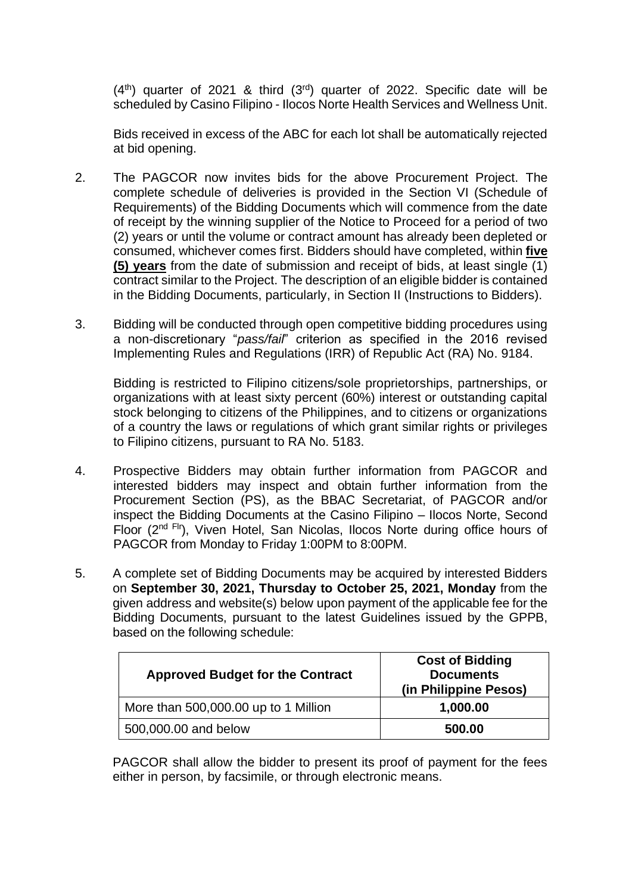(4th) quarter of 2021 & third (3rd) quarter of 2022. Specific date will be scheduled by Casino Filipino - Ilocos Norte Health Services and Wellness Unit.

Bids received in excess of the ABC for each lot shall be automatically rejected at bid opening.

2. The PAGCOR now invites bids for the above Procurement Project. The complete schedule of deliveries is provided in the Section VI (Schedule of Requirements) of the Bidding Documents which will commence from the date of receipt by the winning supplier of the Notice to Proceed for a period of two (2) years or until the volume or contract amount has already been depleted or consumed, whichever comes first. Bidders should have completed, within **five (5) years** from the date of submission and receipt of bids, at least single (1) contract similar to the Project. The description of an eligible bidder is contained in the Bidding Documents, particularly, in Section II (Instructions to Bidders).

3. Bidding will be conducted through open competitive bidding procedures using a non-discretionary "*pass/fail*" criterion as specified in the 2016 revised Implementing Rules and Regulations (IRR) of Republic Act (RA) No. 9184.

   Bidding is restricted to Filipino citizens/sole proprietorships, partnerships, or organizations with at least sixty percent (60%) interest or outstanding capital stock belonging to citizens of the Philippines, and to citizens or organizations of a country the laws or regulations of which grant similar rights or privileges to Filipino citizens, pursuant to RA No. 5183.

4. Prospective Bidders may obtain further information from PAGCOR and interested bidders may inspect and obtain further information from the Procurement Section (PS), as the BBAC Secretariat, of PAGCOR and/or inspect the Bidding Documents at the Casino Filipino – Ilocos Norte, Second Floor (2nd Flr), Viven Hotel, San Nicolas, Ilocos Norte during office hours of PAGCOR from Monday to Friday 1:00PM to 8:00PM.

5. A complete set of Bidding Documents may be acquired by interested Bidders on **September 30, 2021, Thursday to October 25, 2021, Monday** from the given address and website(s) below upon payment of the applicable fee for the Bidding Documents, pursuant to the latest Guidelines issued by the GPPB, based on the following schedule:

| Approved Budget for the Contract | Cost of Bidding Documents (in Philippine Pesos) |
|---|---|
| More than 500,000.00 up to 1 Million | **1,000.00** |
| 500,000.00 and below | **500.00** |

   PAGCOR shall allow the bidder to present its proof of payment for the fees either in person, by facsimile, or through electronic means.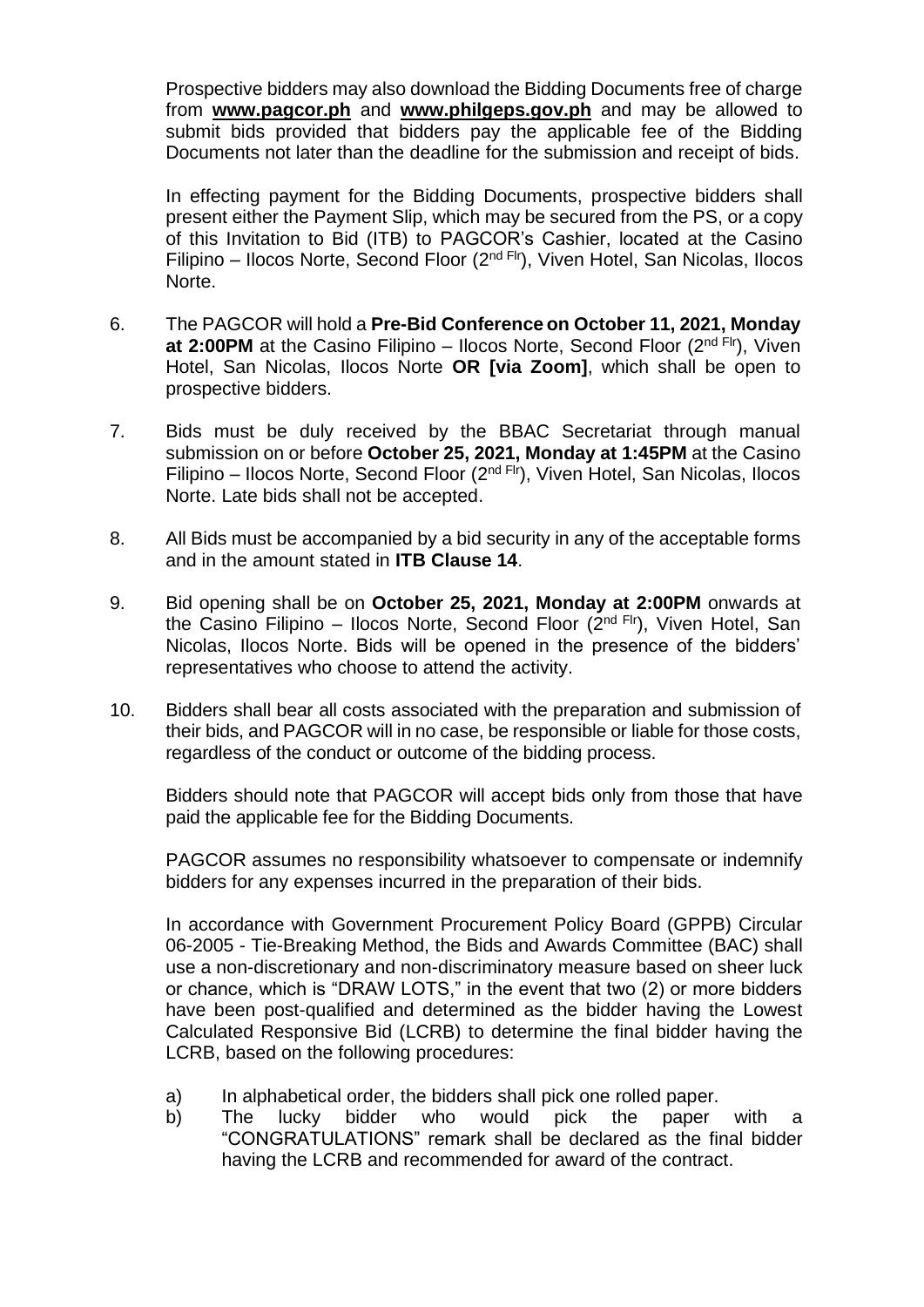Prospective bidders may also download the Bidding Documents free of charge from **www.pagcor.ph** and **www.philgeps.gov.ph** and may be allowed to submit bids provided that bidders pay the applicable fee of the Bidding Documents not later than the deadline for the submission and receipt of bids.

In effecting payment for the Bidding Documents, prospective bidders shall present either the Payment Slip, which may be secured from the PS, or a copy of this Invitation to Bid (ITB) to PAGCOR's Cashier, located at the Casino Filipino – Ilocos Norte, Second Floor (2nd Flr), Viven Hotel, San Nicolas, Ilocos Norte.

6. The PAGCOR will hold a **Pre-Bid Conference on October 11, 2021, Monday at 2:00PM** at the Casino Filipino – Ilocos Norte, Second Floor (2nd Flr), Viven Hotel, San Nicolas, Ilocos Norte **OR [via Zoom]**, which shall be open to prospective bidders.

7. Bids must be duly received by the BBAC Secretariat through manual submission on or before **October 25, 2021, Monday at 1:45PM** at the Casino Filipino – Ilocos Norte, Second Floor (2nd Flr), Viven Hotel, San Nicolas, Ilocos Norte. Late bids shall not be accepted.

8. All Bids must be accompanied by a bid security in any of the acceptable forms and in the amount stated in **ITB Clause 14**.

9. Bid opening shall be on **October 25, 2021, Monday at 2:00PM** onwards at the Casino Filipino – Ilocos Norte, Second Floor (2nd Flr), Viven Hotel, San Nicolas, Ilocos Norte. Bids will be opened in the presence of the bidders' representatives who choose to attend the activity.

10. Bidders shall bear all costs associated with the preparation and submission of their bids, and PAGCOR will in no case, be responsible or liable for those costs, regardless of the conduct or outcome of the bidding process.

Bidders should note that PAGCOR will accept bids only from those that have paid the applicable fee for the Bidding Documents.

PAGCOR assumes no responsibility whatsoever to compensate or indemnify bidders for any expenses incurred in the preparation of their bids.

In accordance with Government Procurement Policy Board (GPPB) Circular 06-2005 - Tie-Breaking Method, the Bids and Awards Committee (BAC) shall use a non-discretionary and non-discriminatory measure based on sheer luck or chance, which is "DRAW LOTS," in the event that two (2) or more bidders have been post-qualified and determined as the bidder having the Lowest Calculated Responsive Bid (LCRB) to determine the final bidder having the LCRB, based on the following procedures:

a) In alphabetical order, the bidders shall pick one rolled paper.
b) The lucky bidder who would pick the paper with a "CONGRATULATIONS" remark shall be declared as the final bidder having the LCRB and recommended for award of the contract.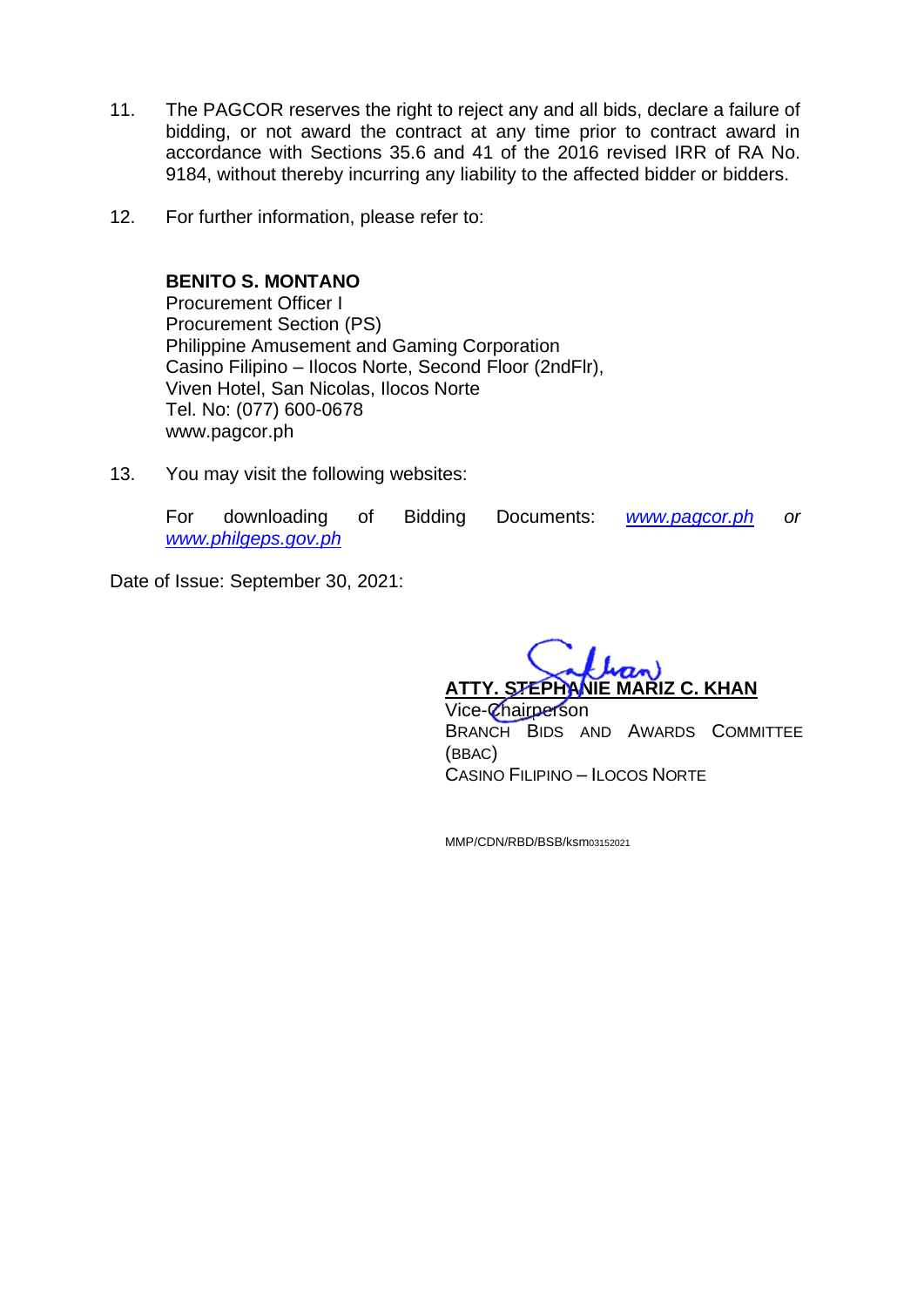11. The PAGCOR reserves the right to reject any and all bids, declare a failure of bidding, or not award the contract at any time prior to contract award in accordance with Sections 35.6 and 41 of the 2016 revised IRR of RA No. 9184, without thereby incurring any liability to the affected bidder or bidders.

12. For further information, please refer to:

    **BENITO S. MONTANO**
    Procurement Officer I
    Procurement Section (PS)
    Philippine Amusement and Gaming Corporation
    Casino Filipino – Ilocos Norte, Second Floor (2ndFlr),
    Viven Hotel, San Nicolas, Ilocos Norte
    Tel. No: (077) 600-0678
    www.pagcor.ph

13. You may visit the following websites:

    For downloading of Bidding Documents: *www.pagcor.ph* *or* *www.philgeps.gov.ph*

Date of Issue: September 30, 2021:

**ATTY. STEPHANIE MARIZ C. KHAN**
Vice-Chairperson
BRANCH BIDS AND AWARDS COMMITTEE (BBAC)
CASINO FILIPINO – ILOCOS NORTE

MMP/CDN/RBD/BSB/ksm03152021